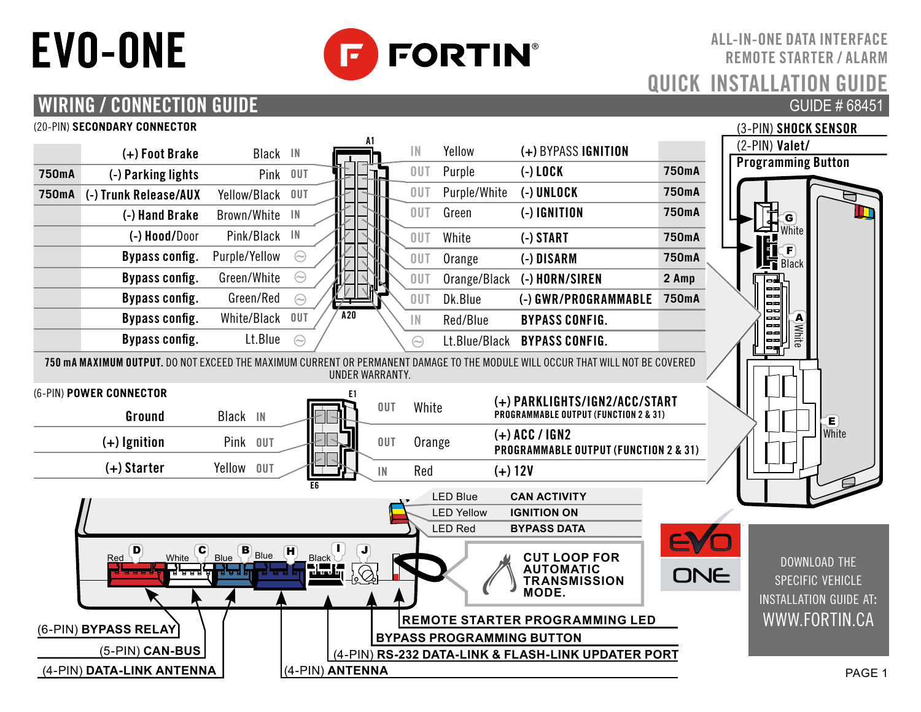# EVO-ONE

**FORTIN®**

ALL-IN-ONE DATA INTERFACE
REMOTE STARTER / ALARM

QUICK INSTALLATION GUIDE

## WIRING / CONNECTION GUIDE

GUIDE # 68451

### (20-PIN) SECONDARY CONNECTOR

| Max | Function | Color | Dir |
|---|---|---|---|
| | (+) Foot Brake | Black | IN |
| 750mA | (-) Parking lights | Pink | OUT |
| 750mA | (-) Trunk Release/AUX | Yellow/Black | OUT |
| | (-) Hand Brake | Brown/White | IN |
| | (-) Hood/Door | Pink/Black | IN |
| | Bypass config. | Purple/Yellow | ⊖ |
| | Bypass config. | Green/White | ⊖ |
| | Bypass config. | Green/Red | ⊖ |
| | Bypass config. | White/Black | OUT |
| | Bypass config. | Lt.Blue | ⊖ |

| Dir | Color | Function | Max |
|---|---|---|---|
| IN | Yellow | (+) BYPASS IGNITION | |
| OUT | Purple | (-) LOCK | 750mA |
| OUT | Purple/White | (-) UNLOCK | 750mA |
| OUT | Green | (-) IGNITION | 750mA |
| OUT | White | (-) START | 750mA |
| OUT | Orange | (-) DISARM | 750mA |
| OUT | Orange/Black | (-) HORN/SIREN | 2 Amp |
| OUT | Dk.Blue | (-) GWR/PROGRAMMABLE | 750mA |
| IN | Red/Blue | BYPASS CONFIG. | |
| ⊖ | Lt.Blue/Black | BYPASS CONFIG. | |

A1 / A20

**750 mA MAXIMUM OUTPUT.** DO NOT EXCEED THE MAXIMUM CURRENT OR PERMANENT DAMAGE TO THE MODULE WILL OCCUR THAT WILL NOT BE COVERED UNDER WARRANTY.

### (6-PIN) POWER CONNECTOR

| Function | Color | Dir |
|---|---|---|
| Ground | Black | IN |
| (+) Ignition | Pink | OUT |
| (+) Starter | Yellow | OUT |

| Dir | Color | Function |
|---|---|---|
| OUT | White | (+) PARKLIGHTS/IGN2/ACC/START — PROGRAMMABLE OUTPUT (FUNCTION 2 & 31) |
| OUT | Orange | (+) ACC / IGN2 — PROGRAMMABLE OUTPUT (FUNCTION 2 & 31) |
| IN | Red | (+) 12V |

E1 / E6

### Module connectors

- (3-PIN) **SHOCK SENSOR** — G White
- (2-PIN) **Valet/ Programming Button** — F Black
- A White
- E White

| LED | Indication |
|---|---|
| LED Blue | CAN ACTIVITY |
| LED Yellow | IGNITION ON |
| LED Red | BYPASS DATA |

**CUT LOOP FOR AUTOMATIC TRANSMISSION MODE.**

- D Red — (6-PIN) **BYPASS RELAY**
- C White — (5-PIN) **CAN-BUS**
- B Blue — (4-PIN) **DATA-LINK ANTENNA**
- H Blue — (4-PIN) **ANTENNA**
- I Black — (4-PIN) **RS-232 DATA-LINK & FLASH-LINK UPDATER PORT**
- J — **BYPASS PROGRAMMING BUTTON**
- **REMOTE STARTER PROGRAMMING LED**

EVO ONE

DOWNLOAD THE SPECIFIC VEHICLE INSTALLATION GUIDE AT: WWW.FORTIN.CA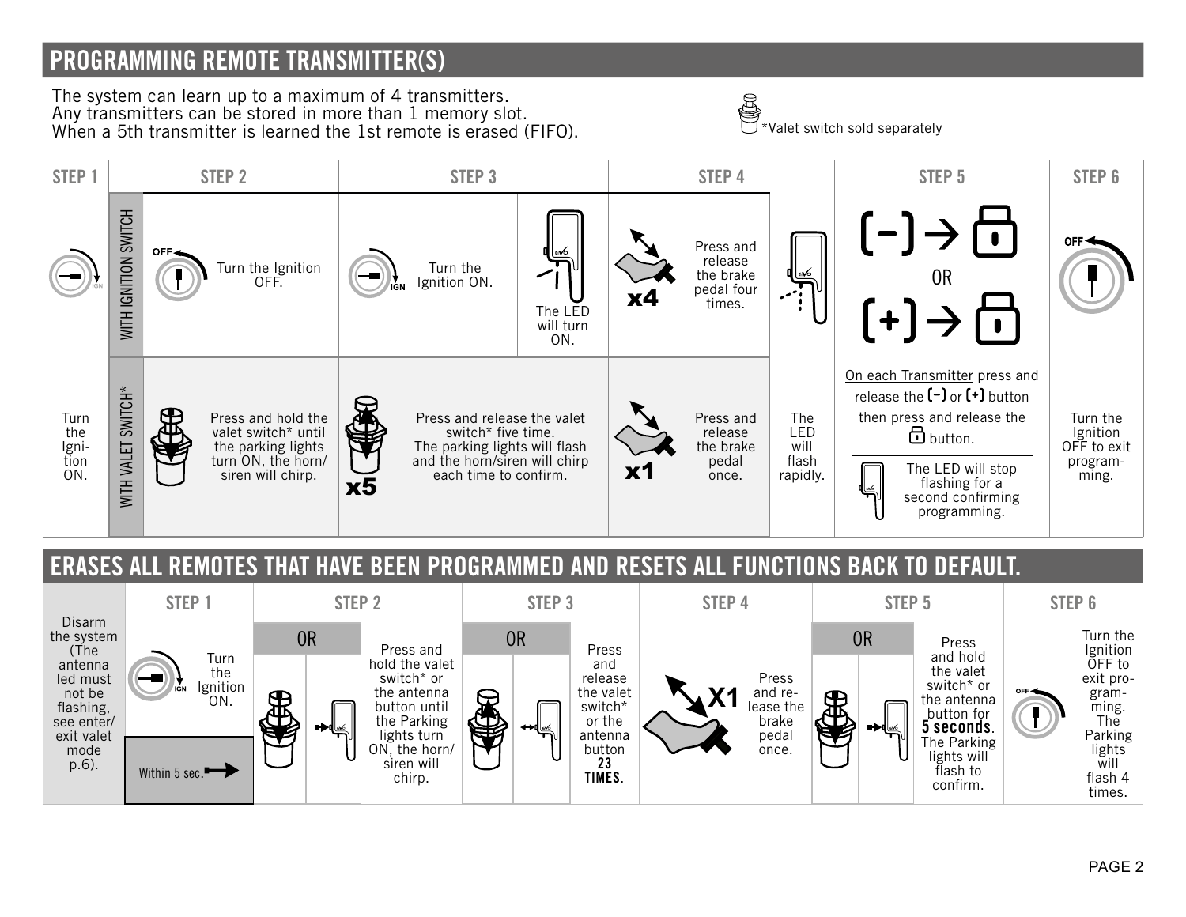## PROGRAMMING REMOTE TRANSMITTER(S)

The system can learn up to a maximum of 4 transmitters.
Any transmitters can be stored in more than 1 memory slot.
When a 5th transmitter is learned the 1st remote is erased (FIFO).

*Valet switch sold separately

| STEP 1 | | STEP 2 | STEP 3 | | STEP 4 | | STEP 5 | STEP 6 |
|---|---|---|---|---|---|---|---|---|
| Turn the Igni-tion ON. | WITH IGNITION SWITCH | Turn the Ignition OFF. | Turn the Ignition ON. | The LED will turn ON. | x4 Press and release the brake pedal four times. | The LED will flash rapidly. | [-] → lock OR [+] → lock<br>On each Transmitter press and release the [-] or [+] button then press and release the lock button.<br>The LED will stop flashing for a second confirming programming. | Turn the Ignition OFF to exit program-ming. |
| | WITH VALET SWITCH* | Press and hold the valet switch* until the parking lights turn ON, the horn/ siren will chirp. | x5 Press and release the valet switch* five time. The parking lights will flash and the horn/siren will chirp each time to confirm. | | x1 Press and release the brake pedal once. | | | |

## ERASES ALL REMOTES THAT HAVE BEEN PROGRAMMED AND RESETS ALL FUNCTIONS BACK TO DEFAULT.

| | STEP 1 | STEP 2 | STEP 3 | STEP 4 | STEP 5 | STEP 6 |
|---|---|---|---|---|---|---|
| Disarm the system (The antenna led must not be flashing, see enter/ exit valet mode p.6). | Turn the Ignition ON.<br>Within 5 sec. | OR<br>Press and hold the valet switch* or the antenna button until the Parking lights turn ON, the horn/ siren will chirp. | OR<br>Press and release the valet switch* or the antenna button **23 TIMES**. | X1 Press and re-lease the brake pedal once. | OR<br>Press and hold the valet switch* or the antenna button for **5 seconds**. The Parking lights will flash to confirm. | Turn the Ignition OFF to exit pro-gram-ming. The Parking lights will flash 4 times. |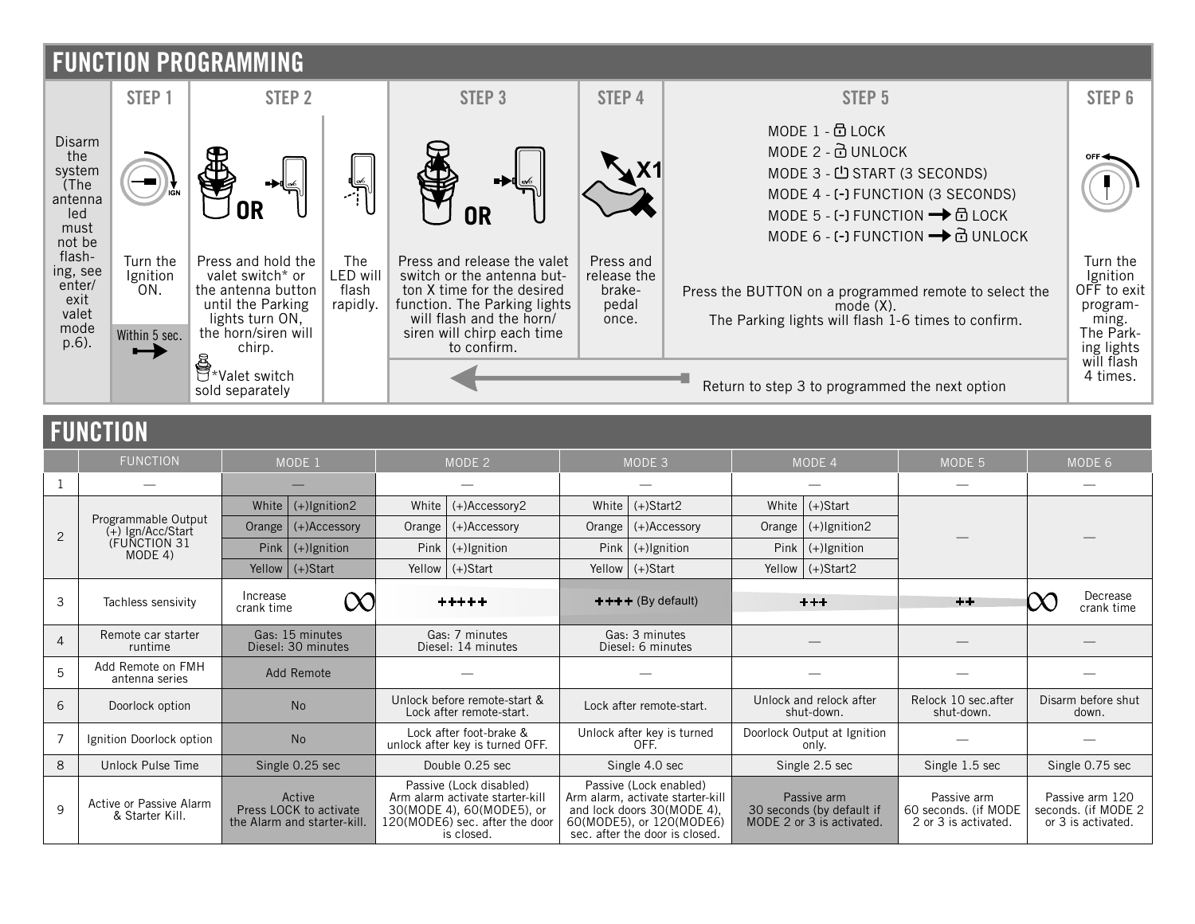## FUNCTION PROGRAMMING

| | STEP 1 | STEP 2 | | STEP 3 | STEP 4 | STEP 5 | STEP 6 |
|---|---|---|---|---|---|---|---|
| Disarm the system (The antenna led must not be flashing, see enter/exit valet mode p.6). | Turn the Ignition ON. Within 5 sec. | Press and hold the valet switch* or the antenna button until the Parking lights turn ON, the horn/siren will chirp. *Valet switch sold separately | The LED will flash rapidly. | Press and release the valet switch or the antenna button X time for the desired function. The Parking lights will flash and the horn/siren will chirp each time to confirm. | Press and release the brake-pedal once. | MODE 1 - LOCK<br>MODE 2 - UNLOCK<br>MODE 3 - START (3 SECONDS)<br>MODE 4 - (-) FUNCTION (3 SECONDS)<br>MODE 5 - (-) FUNCTION → LOCK<br>MODE 6 - (-) FUNCTION → UNLOCK<br><br>Press the BUTTON on a programmed remote to select the mode (X). The Parking lights will flash 1-6 times to confirm. | Turn the Ignition OFF to exit programming. The Parking lights will flash 4 times. |

Return to step 3 to programmed the next option

## FUNCTION

| | FUNCTION | MODE 1 | MODE 2 | MODE 3 | MODE 4 | MODE 5 | MODE 6 |
|---|---|---|---|---|---|---|---|
| 1 | — | — | — | — | — | — | — |
| 2 | Programmable Output (+) Ign/Acc/Start (FUNCTION 31 MODE 4) | White (+)Ignition2<br>Orange (+)Accessory<br>Pink (+)Ignition<br>Yellow (+)Start | White (+)Accessory2<br>Orange (+)Accessory<br>Pink (+)Ignition<br>Yellow (+)Start | White (+)Start2<br>Orange (+)Accessory<br>Pink (+)Ignition<br>Yellow (+)Start | White (+)Start<br>Orange (+)Ignition2<br>Pink (+)Ignition<br>Yellow (+)Start2 | — | — |
| 3 | Tachless sensivity | Increase crank time ∞ | +++++ | ++++ (By default) | +++ | ++ | ∞ Decrease crank time |
| 4 | Remote car starter runtime | Gas: 15 minutes<br>Diesel: 30 minutes | Gas: 7 minutes<br>Diesel: 14 minutes | Gas: 3 minutes<br>Diesel: 6 minutes | — | — | — |
| 5 | Add Remote on FMH antenna series | Add Remote | — | — | — | — | — |
| 6 | Doorlock option | No | Unlock before remote-start & Lock after remote-start. | Lock after remote-start. | Unlock and relock after shut-down. | Relock 10 sec.after shut-down. | Disarm before shut down. |
| 7 | Ignition Doorlock option | No | Lock after foot-brake & unlock after key is turned OFF. | Unlock after key is turned OFF. | Doorlock Output at Ignition only. | — | — |
| 8 | Unlock Pulse Time | Single 0.25 sec | Double 0.25 sec | Single 4.0 sec | Single 2.5 sec | Single 1.5 sec | Single 0.75 sec |
| 9 | Active or Passive Alarm & Starter Kill. | Active<br>Press LOCK to activate the Alarm and starter-kill. | Passive (Lock disabled)<br>Arm alarm activate starter-kill 30(MODE 4), 60(MODE5), or 120(MODE6) sec. after the door is closed. | Passive (Lock enabled)<br>Arm alarm, activate starter-kill and lock doors 30(MODE 4), 60(MODE5), or 120(MODE6) sec. after the door is closed. | Passive arm<br>30 seconds (by default if MODE 2 or 3 is activated. | Passive arm<br>60 seconds. (if MODE 2 or 3 is activated. | Passive arm 120 seconds. (if MODE 2 or 3 is activated. |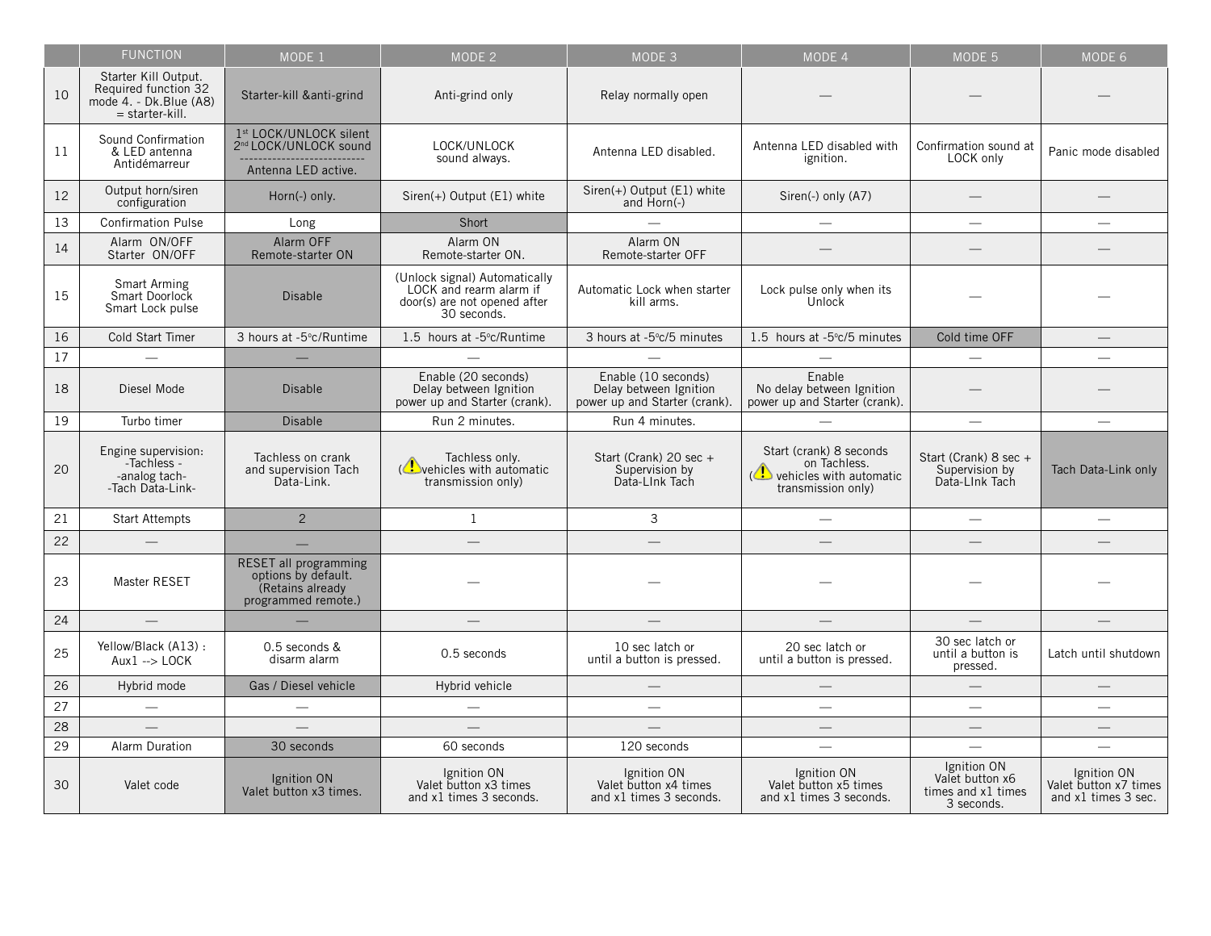| | FUNCTION | MODE 1 | MODE 2 | MODE 3 | MODE 4 | MODE 5 | MODE 6 |
|---|---|---|---|---|---|---|---|
| 10 | Starter Kill Output. Required function 32 mode 4. - Dk.Blue (A8) = starter-kill. | Starter-kill &anti-grind | Anti-grind only | Relay normally open | — | — | — |
| 11 | Sound Confirmation & LED antenna Antidémarreur | 1st LOCK/UNLOCK silent 2nd LOCK/UNLOCK sound --------------------------- Antenna LED active. | LOCK/UNLOCK sound always. | Antenna LED disabled. | Antenna LED disabled with ignition. | Confirmation sound at LOCK only | Panic mode disabled |
| 12 | Output horn/siren configuration | Horn(-) only. | Siren(+) Output (E1) white | Siren(+) Output (E1) white and Horn(-) | Siren(-) only (A7) | — | — |
| 13 | Confirmation Pulse | Long | Short | — | — | — | — |
| 14 | Alarm ON/OFF Starter ON/OFF | Alarm OFF Remote-starter ON | Alarm ON Remote-starter ON. | Alarm ON Remote-starter OFF | — | — | — |
| 15 | Smart Arming Smart Doorlock Smart Lock pulse | Disable | (Unlock signal) Automatically LOCK and rearm alarm if door(s) are not opened after 30 seconds. | Automatic Lock when starter kill arms. | Lock pulse only when its Unlock | — | — |
| 16 | Cold Start Timer | 3 hours at -5°c/Runtime | 1.5 hours at -5°c/Runtime | 3 hours at -5°c/5 minutes | 1.5 hours at -5°c/5 minutes | Cold time OFF | — |
| 17 | — | — | — | — | — | — | — |
| 18 | Diesel Mode | Disable | Enable (20 seconds) Delay between Ignition power up and Starter (crank). | Enable (10 seconds) Delay between Ignition power up and Starter (crank). | Enable No delay between Ignition power up and Starter (crank). | — | — |
| 19 | Turbo timer | Disable | Run 2 minutes. | Run 4 minutes. | — | — | — |
| 20 | Engine supervision: -Tachless - -analog tach- -Tach Data-Link- | Tachless on crank and supervision Tach Data-Link. | Tachless only. (⚠ vehicles with automatic transmission only) | Start (Crank) 20 sec + Supervision by Data-LInk Tach | Start (crank) 8 seconds on Tachless. (⚠ vehicles with automatic transmission only) | Start (Crank) 8 sec + Supervision by Data-LInk Tach | Tach Data-Link only |
| 21 | Start Attempts | 2 | 1 | 3 | — | — | — |
| 22 | — | — | — | — | — | — | — |
| 23 | Master RESET | RESET all programming options by default. (Retains already programmed remote.) | — | — | — | — | — |
| 24 | — | — | — | — | — | — | — |
| 25 | Yellow/Black (A13) : Aux1 --> LOCK | 0.5 seconds & disarm alarm | 0.5 seconds | 10 sec latch or until a button is pressed. | 20 sec latch or until a button is pressed. | 30 sec latch or until a button is pressed. | Latch until shutdown |
| 26 | Hybrid mode | Gas / Diesel vehicle | Hybrid vehicle | — | — | — | — |
| 27 | — | — | — | — | — | — | — |
| 28 | — | — | — | — | — | — | — |
| 29 | Alarm Duration | 30 seconds | 60 seconds | 120 seconds | — | — | — |
| 30 | Valet code | Ignition ON Valet button x3 times. | Ignition ON Valet button x3 times and x1 times 3 seconds. | Ignition ON Valet button x4 times and x1 times 3 seconds. | Ignition ON Valet button x5 times and x1 times 3 seconds. | Ignition ON Valet button x6 times and x1 times 3 seconds. | Ignition ON Valet button x7 times and x1 times 3 sec. |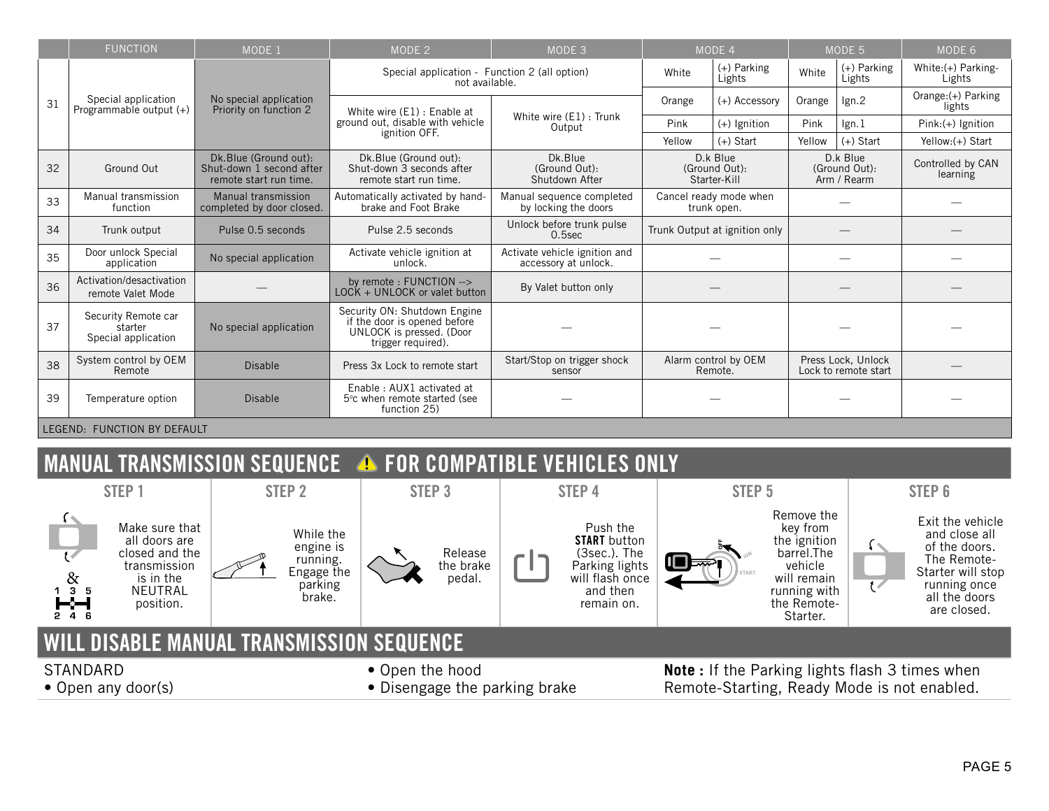| | FUNCTION | MODE 1 | MODE 2 | MODE 3 | MODE 4 | | MODE 5 | | MODE 6 |
|---|---|---|---|---|---|---|---|---|---|
| 31 | Special application Programmable output (+) | No special application Priority on function 2 | Special application - Function 2 (all option) not available. | | White | (+) Parking Lights | White | (+) Parking Lights | White:(+) Parking-Lights |
| | | | White wire (E1) : Enable at ground out, disable with vehicle ignition OFF. | White wire (E1) : Trunk Output | Orange | (+) Accessory | Orange | Ign.2 | Orange:(+) Parking lights |
| | | | | | Pink | (+) Ignition | Pink | Ign.1 | Pink:(+) Ignition |
| | | | | | Yellow | (+) Start | Yellow | (+) Start | Yellow:(+) Start |
| 32 | Ground Out | Dk.Blue (Ground out): Shut-down 1 second after remote start run time. | Dk.Blue (Ground out): Shut-down 3 seconds after remote start run time. | Dk.Blue (Ground Out): Shutdown After | D.k Blue (Ground Out): Starter-Kill | | D.k Blue (Ground Out): Arm / Rearm | | Controlled by CAN learning |
| 33 | Manual transmission function | Manual transmission completed by door closed. | Automatically activated by hand-brake and Foot Brake | Manual sequence completed by locking the doors | Cancel ready mode when trunk open. | | — | | — |
| 34 | Trunk output | Pulse 0.5 seconds | Pulse 2.5 seconds | Unlock before trunk pulse 0.5sec | Trunk Output at ignition only | | — | | — |
| 35 | Door unlock Special application | No special application | Activate vehicle ignition at unlock. | Activate vehicle ignition and accessory at unlock. | — | | — | | — |
| 36 | Activation/desactivation remote Valet Mode | — | by remote : FUNCTION --> LOCK + UNLOCK or valet button | By Valet button only | — | | — | | — |
| 37 | Security Remote car starter Special application | No special application | Security ON: Shutdown Engine if the door is opened before UNLOCK is pressed. (Door trigger required). | — | — | | — | | — |
| 38 | System control by OEM Remote | Disable | Press 3x Lock to remote start | Start/Stop on trigger shock sensor | Alarm control by OEM Remote. | | Press Lock, Unlock Lock to remote start | | — |
| 39 | Temperature option | Disable | Enable : AUX1 activated at 5°c when remote started (see function 25) | — | — | | — | | — |

LEGEND: FUNCTION BY DEFAULT

# MANUAL TRANSMISSION SEQUENCE ⚠ FOR COMPATIBLE VEHICLES ONLY

**STEP 1**
Make sure that all doors are closed and the transmission is in the NEUTRAL position.

**STEP 2**
While the engine is running. Engage the parking brake.

**STEP 3**
Release the brake pedal.

**STEP 4**
Push the **START** button (3sec.). The Parking lights will flash once and then remain on.

**STEP 5**
Remove the key from the ignition barrel.The vehicle will remain running with the Remote-Starter.

**STEP 6**
Exit the vehicle and close all of the doors. The Remote-Starter will stop running once all the doors are closed.

# WILL DISABLE MANUAL TRANSMISSION SEQUENCE

STANDARD
- Open any door(s)
- Open the hood
- Disengage the parking brake

**Note :** If the Parking lights flash 3 times when Remote-Starting, Ready Mode is not enabled.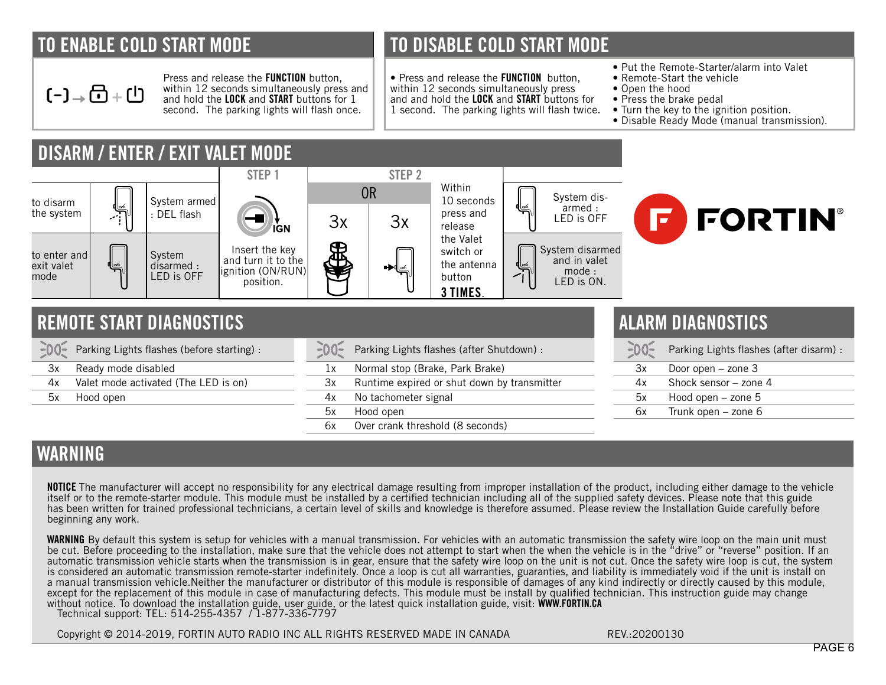## TO ENABLE COLD START MODE

Press and release the **FUNCTION** button, within 12 seconds simultaneously press and and hold the **LOCK** and **START** buttons for 1 second. The parking lights will flash once.

## TO DISABLE COLD START MODE

- Press and release the **FUNCTION** button, within 12 seconds simultaneously press and and hold the **LOCK** and **START** buttons for 1 second. The parking lights will flash twice.

- Put the Remote-Starter/alarm into Valet
- Remote-Start the vehicle
- Open the hood
- Press the brake pedal
- Turn the key to the ignition position.
- Disable Ready Mode (manual transmission).

## DISARM / ENTER / EXIT VALET MODE

| | | | STEP 1 | STEP 2 | | | |
|---|---|---|---|---|---|---|---|
| | | | | OR | | | |
| to disarm the system | | System armed : DEL flash | IGN | 3x | 3x | Within 10 seconds press and release the Valet switch or the antenna button **3 TIMES**. | System dis-armed : LED is OFF |
| to enter and exit valet mode | | System disarmed : LED is OFF | Insert the key and turn it to the ignition (ON/RUN) position. | | | | System disarmed and in valet mode : LED is ON. |

FORTIN®

## REMOTE START DIAGNOSTICS

| | Parking Lights flashes (before starting) : |
|---|---|
| 3x | Ready mode disabled |
| 4x | Valet mode activated (The LED is on) |
| 5x | Hood open |

| | Parking Lights flashes (after Shutdown) : |
|---|---|
| 1x | Normal stop (Brake, Park Brake) |
| 3x | Runtime expired or shut down by transmitter |
| 4x | No tachometer signal |
| 5x | Hood open |
| 6x | Over crank threshold (8 seconds) |

## ALARM DIAGNOSTICS

| | Parking Lights flashes (after disarm) : |
|---|---|
| 3x | Door open – zone 3 |
| 4x | Shock sensor – zone 4 |
| 5x | Hood open – zone 5 |
| 6x | Trunk open – zone 6 |

## WARNING

**NOTICE** The manufacturer will accept no responsibility for any electrical damage resulting from improper installation of the product, including either damage to the vehicle itself or to the remote-starter module. This module must be installed by a certified technician including all of the supplied safety devices. Please note that this guide has been written for trained professional technicians, a certain level of skills and knowledge is therefore assumed. Please review the Installation Guide carefully before beginning any work.

**WARNING** By default this system is setup for vehicles with a manual transmission. For vehicles with an automatic transmission the safety wire loop on the main unit must be cut. Before proceeding to the installation, make sure that the vehicle does not attempt to start when the when the vehicle is in the "drive" or "reverse" position. If an automatic transmission vehicle starts when the transmission is in gear, ensure that the safety wire loop on the unit is not cut. Once the safety wire loop is cut, the system is considered an automatic transmission remote-starter indefinitely. Once a loop is cut all warranties, guaranties, and liability is immediately void if the unit is install on a manual transmission vehicle.Neither the manufacturer or distributor of this module is responsible of damages of any kind indirectly or directly caused by this module, except for the replacement of this module in case of manufacturing defects. This module must be install by qualified technician. This instruction guide may change without notice. To download the installation guide, user guide, or the latest quick installation guide, visit: **WWW.FORTIN.CA**
Technical support: TEL: 514-255-4357 / 1-877-336-7797

Copyright © 2014-2019, FORTIN AUTO RADIO INC ALL RIGHTS RESERVED MADE IN CANADA

REV.:20200130